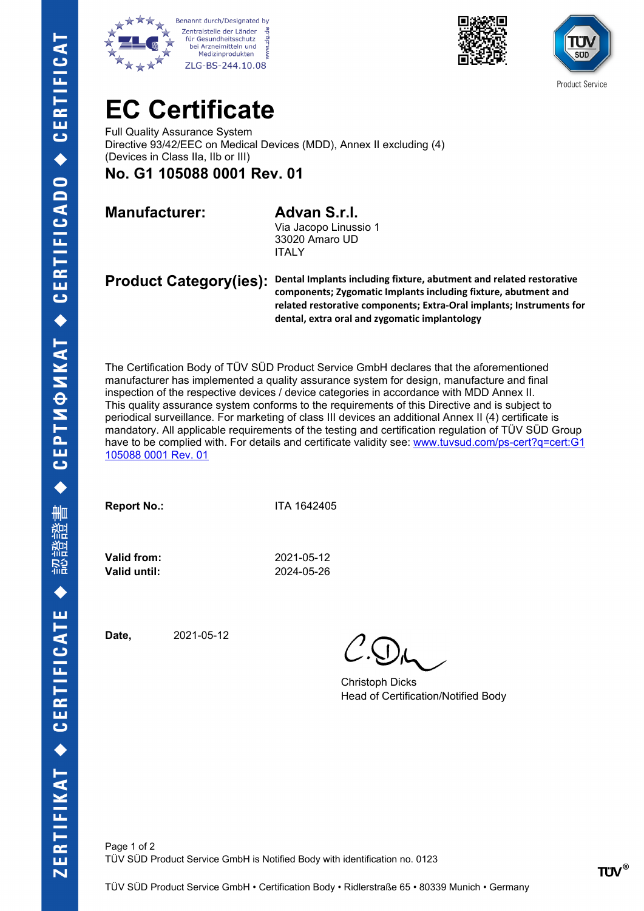Benannt durch/Designated by
Zentralstelle der Länder für Gesundheitsschutz bei Arzneimitteln und Medizinprodukten
ZLG-BS-244.10.08

Product Service

# EC Certificate

Full Quality Assurance System
Directive 93/42/EEC on Medical Devices (MDD), Annex II excluding (4)
(Devices in Class IIa, IIb or III)

## No. G1 105088 0001 Rev. 01

**Manufacturer:** **Advan S.r.l.**
Via Jacopo Linussio 1
33020 Amaro UD
ITALY

**Product Category(ies):** **Dental Implants including fixture, abutment and related restorative components; Zygomatic Implants including fixture, abutment and related restorative components; Extra-Oral implants; Instruments for dental, extra oral and zygomatic implantology**

The Certification Body of TÜV SÜD Product Service GmbH declares that the aforementioned manufacturer has implemented a quality assurance system for design, manufacture and final inspection of the respective devices / device categories in accordance with MDD Annex II. This quality assurance system conforms to the requirements of this Directive and is subject to periodical surveillance. For marketing of class III devices an additional Annex II (4) certificate is mandatory. All applicable requirements of the testing and certification regulation of TÜV SÜD Group have to be complied with. For details and certificate validity see: www.tuvsud.com/ps-cert?q=cert:G1 105088 0001 Rev. 01

**Report No.:** ITA 1642405

**Valid from:** 2021-05-12
**Valid until:** 2024-05-26

**Date,** 2021-05-12

Christoph Dicks
Head of Certification/Notified Body

TÜV SÜD Product Service GmbH is Notified Body with identification no. 0123

TÜV SÜD Product Service GmbH • Certification Body • Ridlerstraße 65 • 80339 Munich • Germany

ZERTIFIKAT ◆ CERTIFICATE ◆ 認證證書 ◆ СЕРТИФИКАТ ◆ CERTIFICADO ◆ CERTIFICAT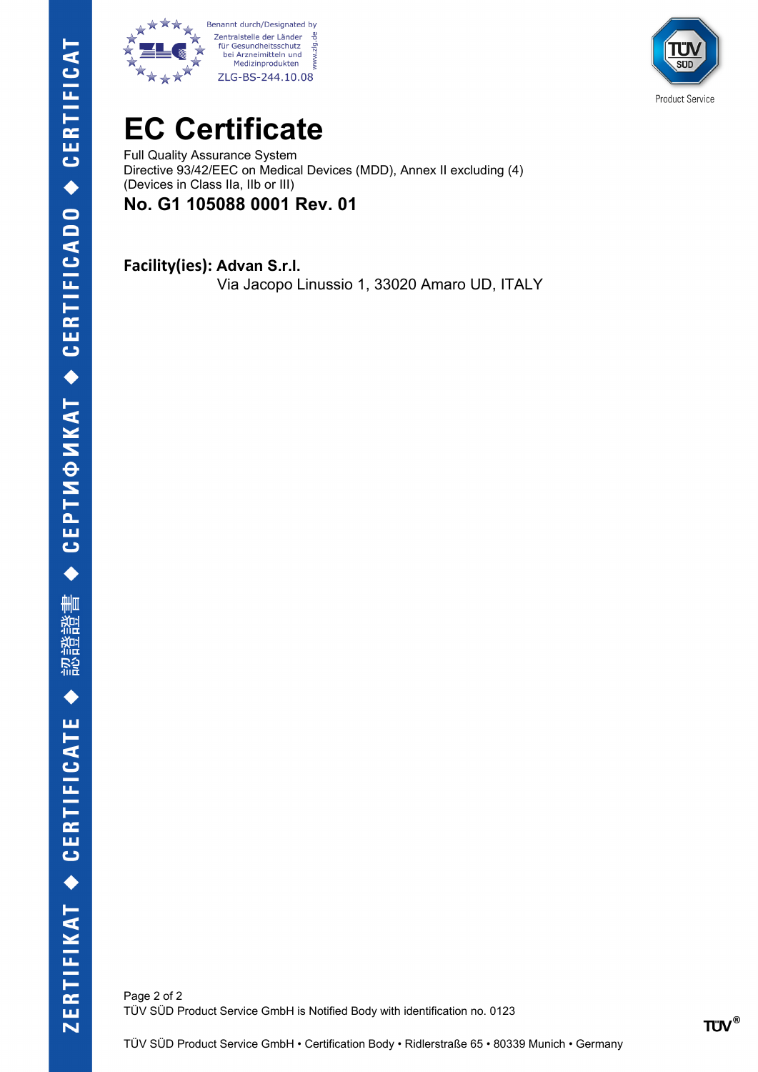Benannt durch/Designated by
Zentralstelle der Länder für Gesundheitsschutz bei Arzneimitteln und Medizinprodukten
www.zlg.de
ZLG-BS-244.10.08

Product Service

# EC Certificate

Full Quality Assurance System
Directive 93/42/EEC on Medical Devices (MDD), Annex II excluding (4)
(Devices in Class IIa, IIb or III)

## No. G1 105088 0001 Rev. 01

**Facility(ies): Advan S.r.l.**
Via Jacopo Linussio 1, 33020 Amaro UD, ITALY

TÜV SÜD Product Service GmbH is Notified Body with identification no. 0123

TÜV SÜD Product Service GmbH • Certification Body • Ridlerstraße 65 • 80339 Munich • Germany